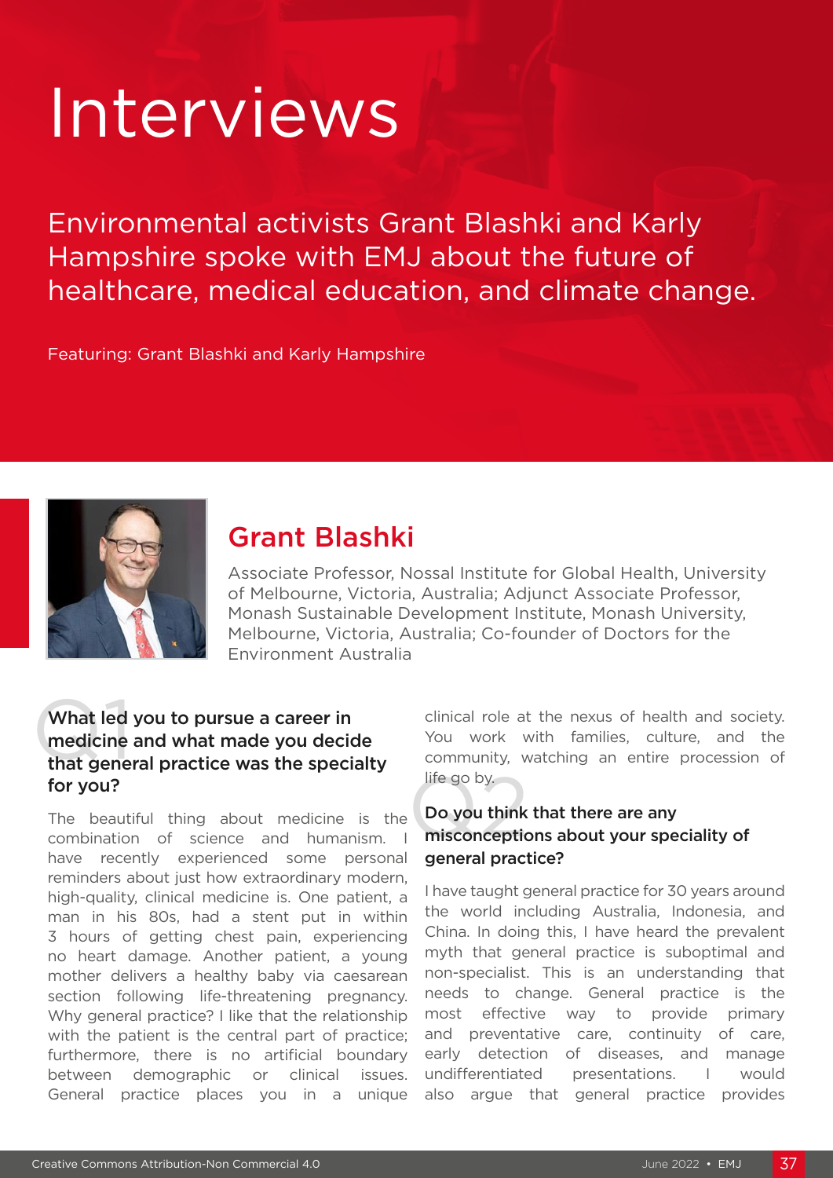# Interviews

Environmental activists Grant Blashki and Karly Hampshire spoke with EMJ about the future of healthcare, medical education, and climate change.

Featuring: Grant Blashki and Karly Hampshire

## Grant Blashki

Associate Professor, Nossal Institute for Global Health, University of Melbourne, Victoria, Australia; Adjunct Associate Professor, Monash Sustainable Development Institute, Monash University, Melbourne, Victoria, Australia; Co-founder of Doctors for the Environment Australia

### Q1 What led you to pursue a career in medicine and what made you decide that general practice was the specialty for you?

The beautiful thing about medicine is the combination of science and humanism. I have recently experienced some personal reminders about just how extraordinary modern, high-quality, clinical medicine is. One patient, a man in his 80s, had a stent put in within 3 hours of getting chest pain, experiencing no heart damage. Another patient, a young mother delivers a healthy baby via caesarean section following life-threatening pregnancy. Why general practice? I like that the relationship with the patient is the central part of practice; furthermore, there is no artificial boundary between demographic or clinical issues. General practice places you in a unique clinical role at the nexus of health and society. You work with families, culture, and the community, watching an entire procession of life go by.

### Q2 Do you think that there are any misconceptions about your speciality of general practice?

I have taught general practice for 30 years around the world including Australia, Indonesia, and China. In doing this, I have heard the prevalent myth that general practice is suboptimal and non-specialist. This is an understanding that needs to change. General practice is the most effective way to provide primary and preventative care, continuity of care, early detection of diseases, and manage undifferentiated presentations. I would also argue that general practice provides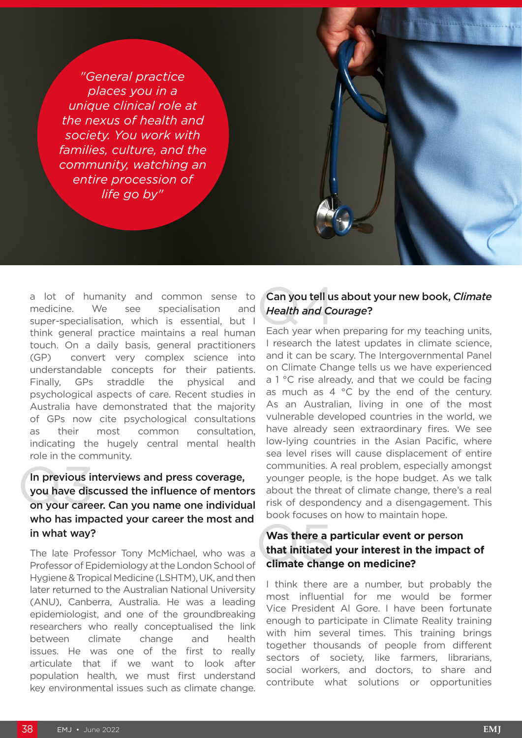> "General practice places you in a unique clinical role at the nexus of health and society. You work with families, culture, and the community, watching an entire procession of life go by"

a lot of humanity and common sense to medicine. We see specialisation and super-specialisation, which is essential, but I think general practice maintains a real human touch. On a daily basis, general practitioners (GP) convert very complex science into understandable concepts for their patients. Finally, GPs straddle the physical and psychological aspects of care. Recent studies in Australia have demonstrated that the majority of GPs now cite psychological consultations as their most common consultation, indicating the hugely central mental health role in the community.

### In previous interviews and press coverage, you have discussed the influence of mentors on your career. Can you name one individual who has impacted your career the most and in what way?

The late Professor Tony McMichael, who was a Professor of Epidemiology at the London School of Hygiene & Tropical Medicine (LSHTM), UK, and then later returned to the Australian National University (ANU), Canberra, Australia. He was a leading epidemiologist, and one of the groundbreaking researchers who really conceptualised the link between climate change and health issues. He was one of the first to really articulate that if we want to look after population health, we must first understand key environmental issues such as climate change.

### Can you tell us about your new book, *Climate Health and Courage*?

Each year when preparing for my teaching units, I research the latest updates in climate science, and it can be scary. The Intergovernmental Panel on Climate Change tells us we have experienced a 1 °C rise already, and that we could be facing as much as 4 °C by the end of the century. As an Australian, living in one of the most vulnerable developed countries in the world, we have already seen extraordinary fires. We see low-lying countries in the Asian Pacific, where sea level rises will cause displacement of entire communities. A real problem, especially amongst younger people, is the hope budget. As we talk about the threat of climate change, there's a real risk of despondency and a disengagement. This book focuses on how to maintain hope.

### Was there a particular event or person that initiated your interest in the impact of climate change on medicine?

I think there are a number, but probably the most influential for me would be former Vice President Al Gore. I have been fortunate enough to participate in Climate Reality training with him several times. This training brings together thousands of people from different sectors of society, like farmers, librarians, social workers, and doctors, to share and contribute what solutions or opportunities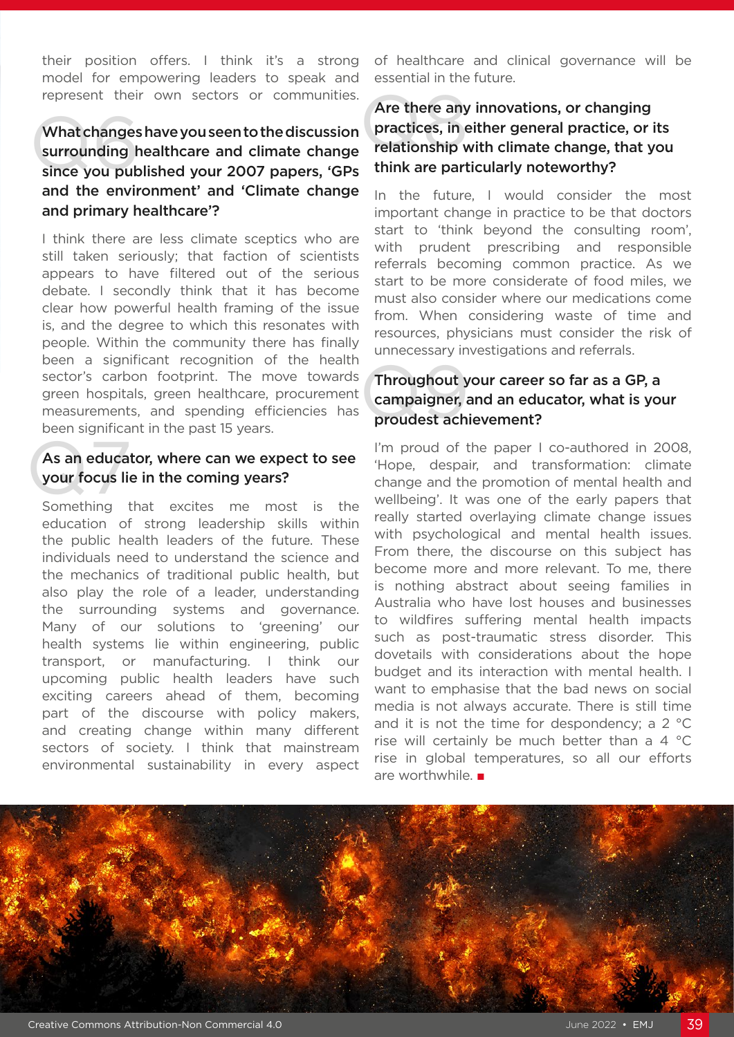their position offers. I think it's a strong model for empowering leaders to speak and represent their own sectors or communities.

### Q6 What changes have you seen to the discussion surrounding healthcare and climate change since you published your 2007 papers, 'GPs and the environment' and 'Climate change and primary healthcare'?

I think there are less climate sceptics who are still taken seriously; that faction of scientists appears to have filtered out of the serious debate. I secondly think that it has become clear how powerful health framing of the issue is, and the degree to which this resonates with people. Within the community there has finally been a significant recognition of the health sector's carbon footprint. The move towards green hospitals, green healthcare, procurement measurements, and spending efficiencies has been significant in the past 15 years.

### Q7 As an educator, where can we expect to see your focus lie in the coming years?

Something that excites me most is the education of strong leadership skills within the public health leaders of the future. These individuals need to understand the science and the mechanics of traditional public health, but also play the role of a leader, understanding the surrounding systems and governance. Many of our solutions to 'greening' our health systems lie within engineering, public transport, or manufacturing. I think our upcoming public health leaders have such exciting careers ahead of them, becoming part of the discourse with policy makers, and creating change within many different sectors of society. I think that mainstream environmental sustainability in every aspect of healthcare and clinical governance will be essential in the future.

### Q8 Are there any innovations, or changing practices, in either general practice, or its relationship with climate change, that you think are particularly noteworthy?

In the future, I would consider the most important change in practice to be that doctors start to 'think beyond the consulting room', with prudent prescribing and responsible referrals becoming common practice. As we start to be more considerate of food miles, we must also consider where our medications come from. When considering waste of time and resources, physicians must consider the risk of unnecessary investigations and referrals.

### Q9 Throughout your career so far as a GP, a campaigner, and an educator, what is your proudest achievement?

I'm proud of the paper I co-authored in 2008, 'Hope, despair, and transformation: climate change and the promotion of mental health and wellbeing'. It was one of the early papers that really started overlaying climate change issues with psychological and mental health issues. From there, the discourse on this subject has become more and more relevant. To me, there is nothing abstract about seeing families in Australia who have lost houses and businesses to wildfires suffering mental health impacts such as post-traumatic stress disorder. This dovetails with considerations about the hope budget and its interaction with mental health. I want to emphasise that the bad news on social media is not always accurate. There is still time and it is not the time for despondency; a 2 °C rise will certainly be much better than a 4 °C rise in global temperatures, so all our efforts are worthwhile. ■